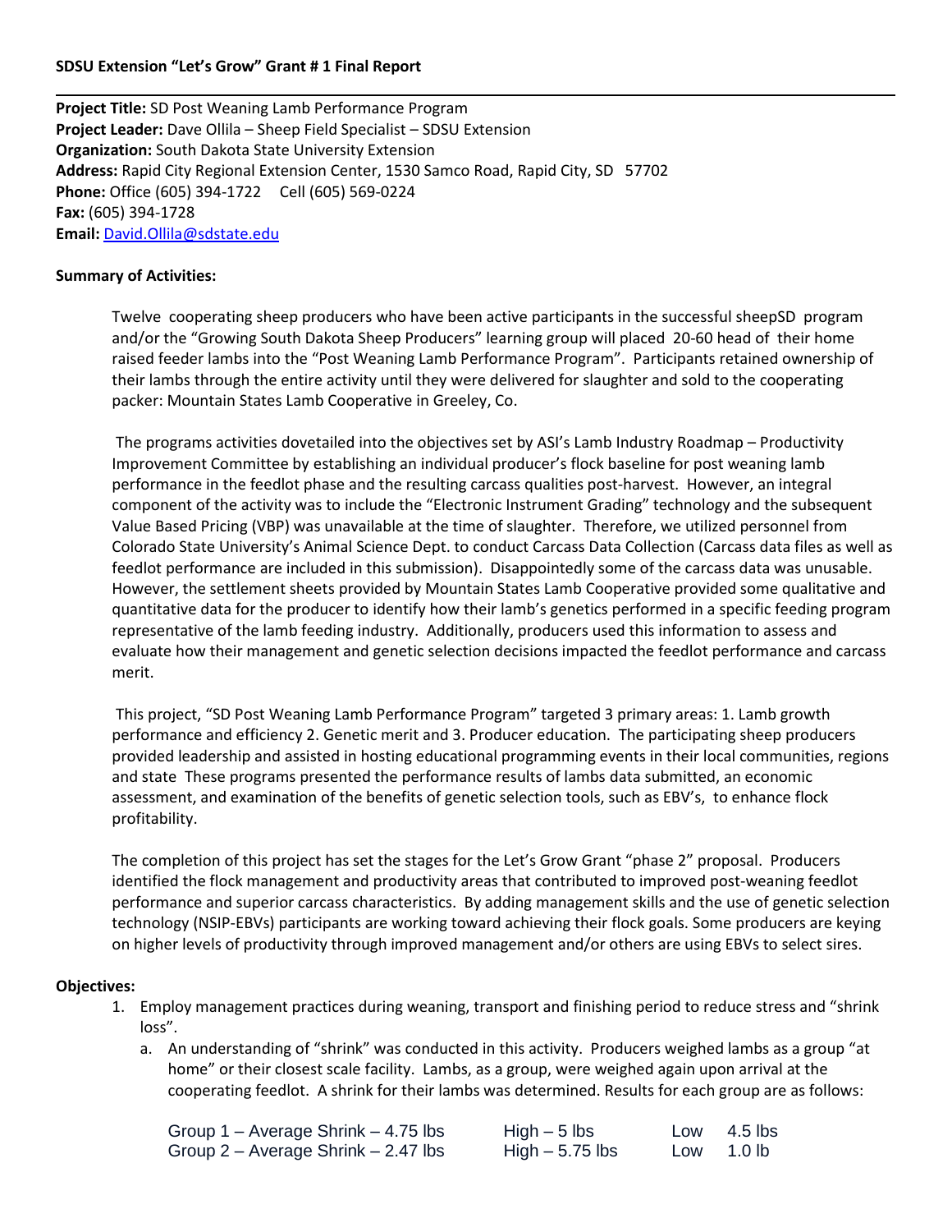**SDSU Extension "Let's Grow" Grant # 1 Final Report**

---

**Project Title:** SD Post Weaning Lamb Performance Program
**Project Leader:** Dave Ollila – Sheep Field Specialist – SDSU Extension
**Organization:** South Dakota State University Extension
**Address:** Rapid City Regional Extension Center, 1530 Samco Road, Rapid City, SD 57702
**Phone:** Office (605) 394-1722 Cell (605) 569-0224
**Fax:** (605) 394-1728
**Email:** David.Ollila@sdstate.edu

**Summary of Activities:**

Twelve cooperating sheep producers who have been active participants in the successful sheepSD program and/or the "Growing South Dakota Sheep Producers" learning group will placed 20-60 head of their home raised feeder lambs into the "Post Weaning Lamb Performance Program". Participants retained ownership of their lambs through the entire activity until they were delivered for slaughter and sold to the cooperating packer: Mountain States Lamb Cooperative in Greeley, Co.

The programs activities dovetailed into the objectives set by ASI's Lamb Industry Roadmap – Productivity Improvement Committee by establishing an individual producer's flock baseline for post weaning lamb performance in the feedlot phase and the resulting carcass qualities post-harvest. However, an integral component of the activity was to include the "Electronic Instrument Grading" technology and the subsequent Value Based Pricing (VBP) was unavailable at the time of slaughter. Therefore, we utilized personnel from Colorado State University's Animal Science Dept. to conduct Carcass Data Collection (Carcass data files as well as feedlot performance are included in this submission). Disappointedly some of the carcass data was unusable. However, the settlement sheets provided by Mountain States Lamb Cooperative provided some qualitative and quantitative data for the producer to identify how their lamb's genetics performed in a specific feeding program representative of the lamb feeding industry. Additionally, producers used this information to assess and evaluate how their management and genetic selection decisions impacted the feedlot performance and carcass merit.

This project, "SD Post Weaning Lamb Performance Program" targeted 3 primary areas: 1. Lamb growth performance and efficiency 2. Genetic merit and 3. Producer education. The participating sheep producers provided leadership and assisted in hosting educational programming events in their local communities, regions and state These programs presented the performance results of lambs data submitted, an economic assessment, and examination of the benefits of genetic selection tools, such as EBV's, to enhance flock profitability.

The completion of this project has set the stages for the Let's Grow Grant "phase 2" proposal. Producers identified the flock management and productivity areas that contributed to improved post-weaning feedlot performance and superior carcass characteristics. By adding management skills and the use of genetic selection technology (NSIP-EBVs) participants are working toward achieving their flock goals. Some producers are keying on higher levels of productivity through improved management and/or others are using EBVs to select sires.

**Objectives:**

1. Employ management practices during weaning, transport and finishing period to reduce stress and "shrink loss".
   a. An understanding of "shrink" was conducted in this activity. Producers weighed lambs as a group "at home" or their closest scale facility. Lambs, as a group, were weighed again upon arrival at the cooperating feedlot. A shrink for their lambs was determined. Results for each group are as follows:

| | | |
|---|---|---|
| Group 1 – Average Shrink – 4.75 lbs | High – 5 lbs | Low 4.5 lbs |
| Group 2 – Average Shrink – 2.47 lbs | High – 5.75 lbs | Low 1.0 lb |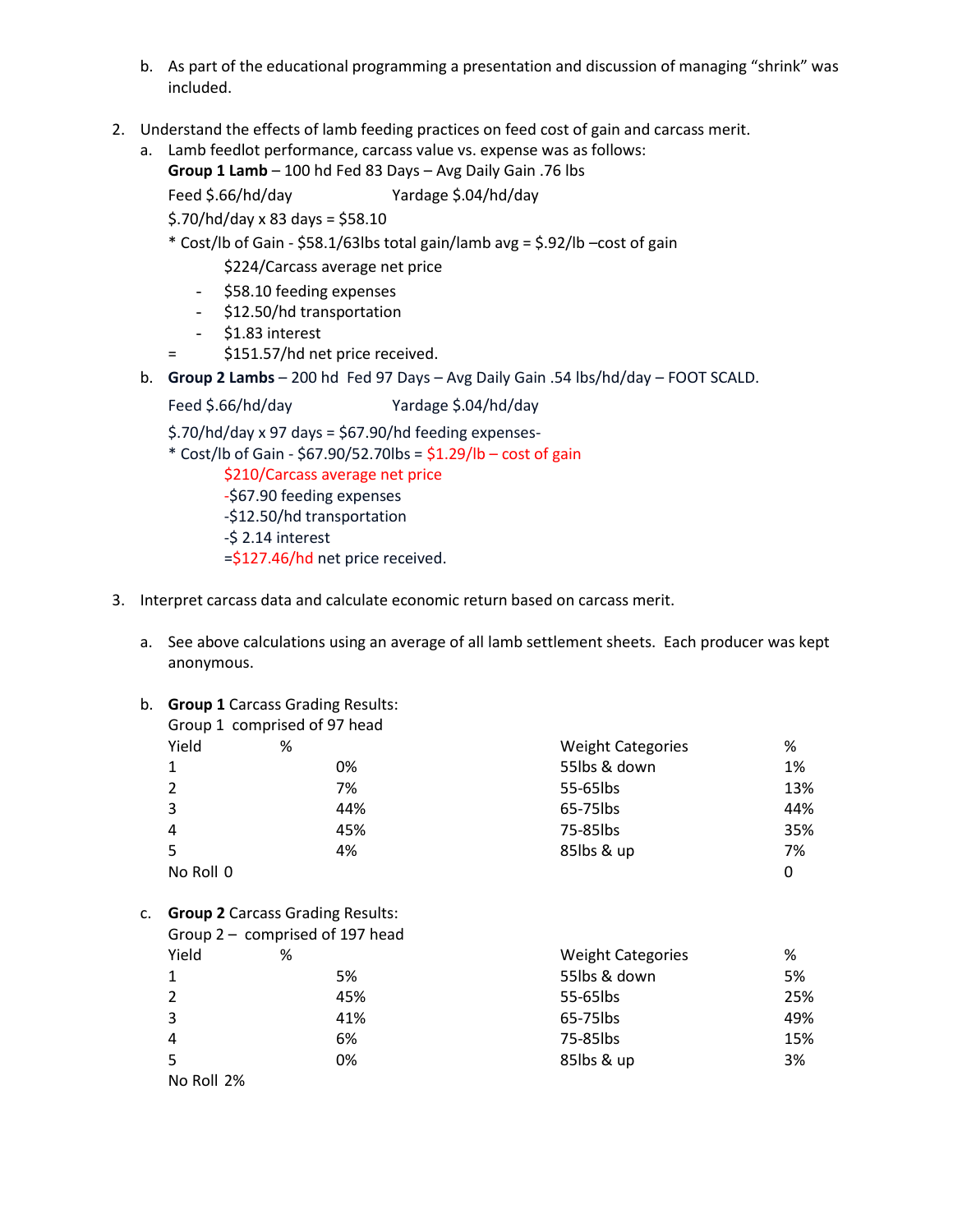b. As part of the educational programming a presentation and discussion of managing "shrink" was included.

2. Understand the effects of lamb feeding practices on feed cost of gain and carcass merit.

   a. Lamb feedlot performance, carcass value vs. expense was as follows:
   **Group 1 Lamb** – 100 hd Fed 83 Days – Avg Daily Gain .76 lbs

   Feed $.66/hd/day     Yardage $.04/hd/day

   $.70/hd/day x 83 days = $58.10

   * Cost/lb of Gain - $58.1/63lbs total gain/lamb avg = $.92/lb –cost of gain

   $224/Carcass average net price

   - $58.10 feeding expenses
   - $12.50/hd transportation
   - $1.83 interest

   = $151.57/hd net price received.

   b. **Group 2 Lambs** – 200 hd Fed 97 Days – Avg Daily Gain .54 lbs/hd/day – FOOT SCALD.

   Feed $.66/hd/day     Yardage $.04/hd/day

   $.70/hd/day x 97 days = $67.90/hd feeding expenses-

   * Cost/lb of Gain - $67.90/52.70lbs = $1.29/lb – cost of gain

   $210/Carcass average net price

   -$67.90 feeding expenses

   -$12.50/hd transportation

   -$ 2.14 interest

   =$127.46/hd net price received.

3. Interpret carcass data and calculate economic return based on carcass merit.

   a. See above calculations using an average of all lamb settlement sheets. Each producer was kept anonymous.

   b. **Group 1** Carcass Grading Results:
   Group 1 comprised of 97 head

| Yield | % | Weight Categories | % |
|---|---|---|---|
| 1 | 0% | 55lbs & down | 1% |
| 2 | 7% | 55-65lbs | 13% |
| 3 | 44% | 65-75lbs | 44% |
| 4 | 45% | 75-85lbs | 35% |
| 5 | 4% | 85lbs & up | 7% |
| No Roll 0 | | | 0 |

   c. **Group 2** Carcass Grading Results:
   Group 2 – comprised of 197 head

| Yield | % | Weight Categories | % |
|---|---|---|---|
| 1 | 5% | 55lbs & down | 5% |
| 2 | 45% | 55-65lbs | 25% |
| 3 | 41% | 65-75lbs | 49% |
| 4 | 6% | 75-85lbs | 15% |
| 5 | 0% | 85lbs & up | 3% |
| No Roll 2% | | | |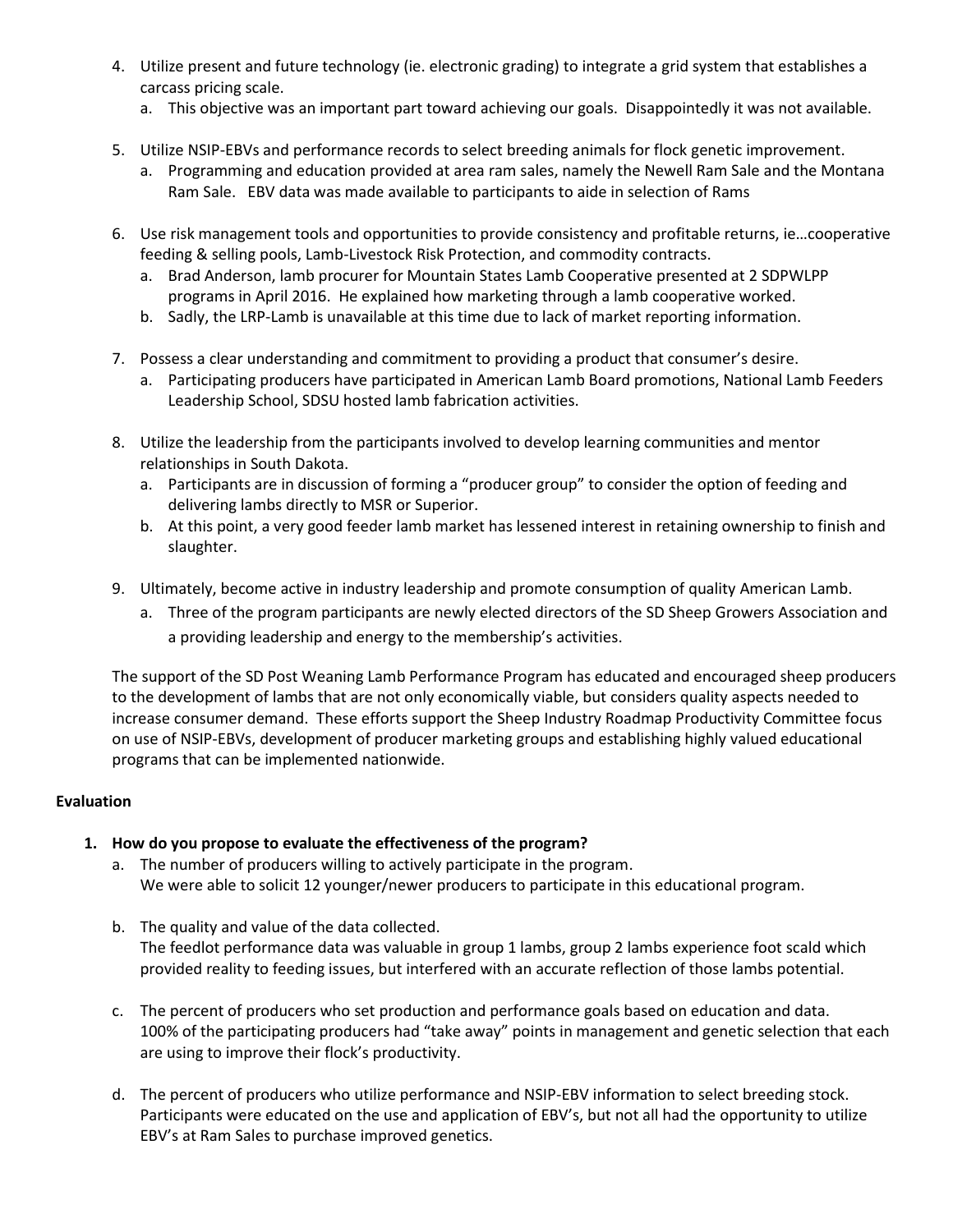4. Utilize present and future technology (ie. electronic grading) to integrate a grid system that establishes a carcass pricing scale.
   a. This objective was an important part toward achieving our goals. Disappointedly it was not available.

5. Utilize NSIP-EBVs and performance records to select breeding animals for flock genetic improvement.
   a. Programming and education provided at area ram sales, namely the Newell Ram Sale and the Montana Ram Sale. EBV data was made available to participants to aide in selection of Rams

6. Use risk management tools and opportunities to provide consistency and profitable returns, ie…cooperative feeding & selling pools, Lamb-Livestock Risk Protection, and commodity contracts.
   a. Brad Anderson, lamb procurer for Mountain States Lamb Cooperative presented at 2 SDPWLPP programs in April 2016. He explained how marketing through a lamb cooperative worked.
   b. Sadly, the LRP-Lamb is unavailable at this time due to lack of market reporting information.

7. Possess a clear understanding and commitment to providing a product that consumer's desire.
   a. Participating producers have participated in American Lamb Board promotions, National Lamb Feeders Leadership School, SDSU hosted lamb fabrication activities.

8. Utilize the leadership from the participants involved to develop learning communities and mentor relationships in South Dakota.
   a. Participants are in discussion of forming a "producer group" to consider the option of feeding and delivering lambs directly to MSR or Superior.
   b. At this point, a very good feeder lamb market has lessened interest in retaining ownership to finish and slaughter.

9. Ultimately, become active in industry leadership and promote consumption of quality American Lamb.
   a. Three of the program participants are newly elected directors of the SD Sheep Growers Association and a providing leadership and energy to the membership's activities.

The support of the SD Post Weaning Lamb Performance Program has educated and encouraged sheep producers to the development of lambs that are not only economically viable, but considers quality aspects needed to increase consumer demand. These efforts support the Sheep Industry Roadmap Productivity Committee focus on use of NSIP-EBVs, development of producer marketing groups and establishing highly valued educational programs that can be implemented nationwide.

**Evaluation**

1. **How do you propose to evaluate the effectiveness of the program?**
   a. The number of producers willing to actively participate in the program.
      We were able to solicit 12 younger/newer producers to participate in this educational program.

   b. The quality and value of the data collected.
      The feedlot performance data was valuable in group 1 lambs, group 2 lambs experience foot scald which provided reality to feeding issues, but interfered with an accurate reflection of those lambs potential.

   c. The percent of producers who set production and performance goals based on education and data.
      100% of the participating producers had "take away" points in management and genetic selection that each are using to improve their flock's productivity.

   d. The percent of producers who utilize performance and NSIP-EBV information to select breeding stock.
      Participants were educated on the use and application of EBV's, but not all had the opportunity to utilize EBV's at Ram Sales to purchase improved genetics.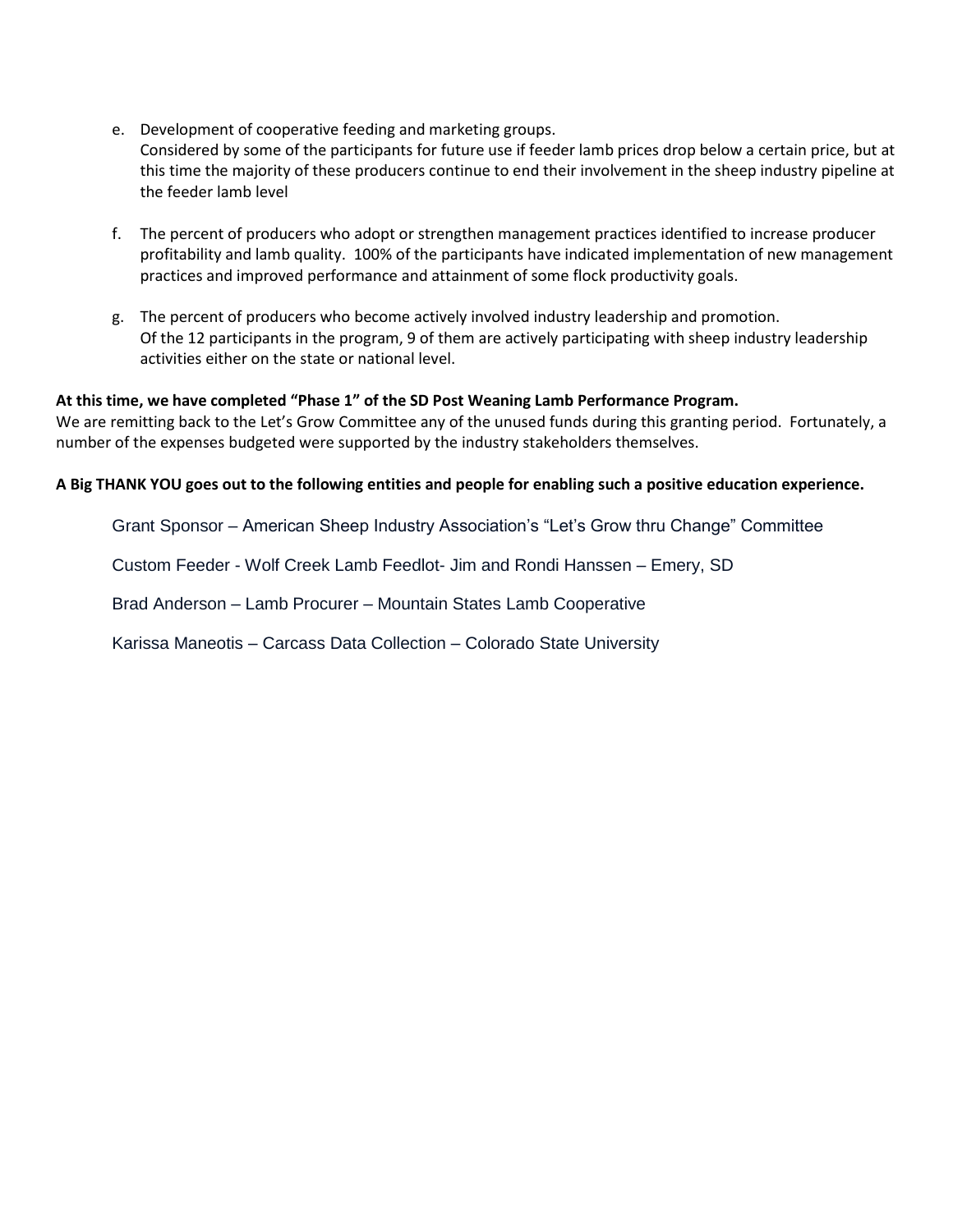e. Development of cooperative feeding and marketing groups.
   Considered by some of the participants for future use if feeder lamb prices drop below a certain price, but at this time the majority of these producers continue to end their involvement in the sheep industry pipeline at the feeder lamb level

f. The percent of producers who adopt or strengthen management practices identified to increase producer profitability and lamb quality. 100% of the participants have indicated implementation of new management practices and improved performance and attainment of some flock productivity goals.

g. The percent of producers who become actively involved industry leadership and promotion.
   Of the 12 participants in the program, 9 of them are actively participating with sheep industry leadership activities either on the state or national level.

**At this time, we have completed "Phase 1" of the SD Post Weaning Lamb Performance Program.**
We are remitting back to the Let's Grow Committee any of the unused funds during this granting period. Fortunately, a number of the expenses budgeted were supported by the industry stakeholders themselves.

**A Big THANK YOU goes out to the following entities and people for enabling such a positive education experience.**

Grant Sponsor – American Sheep Industry Association's "Let's Grow thru Change" Committee

Custom Feeder - Wolf Creek Lamb Feedlot- Jim and Rondi Hanssen – Emery, SD

Brad Anderson – Lamb Procurer – Mountain States Lamb Cooperative

Karissa Maneotis – Carcass Data Collection – Colorado State University